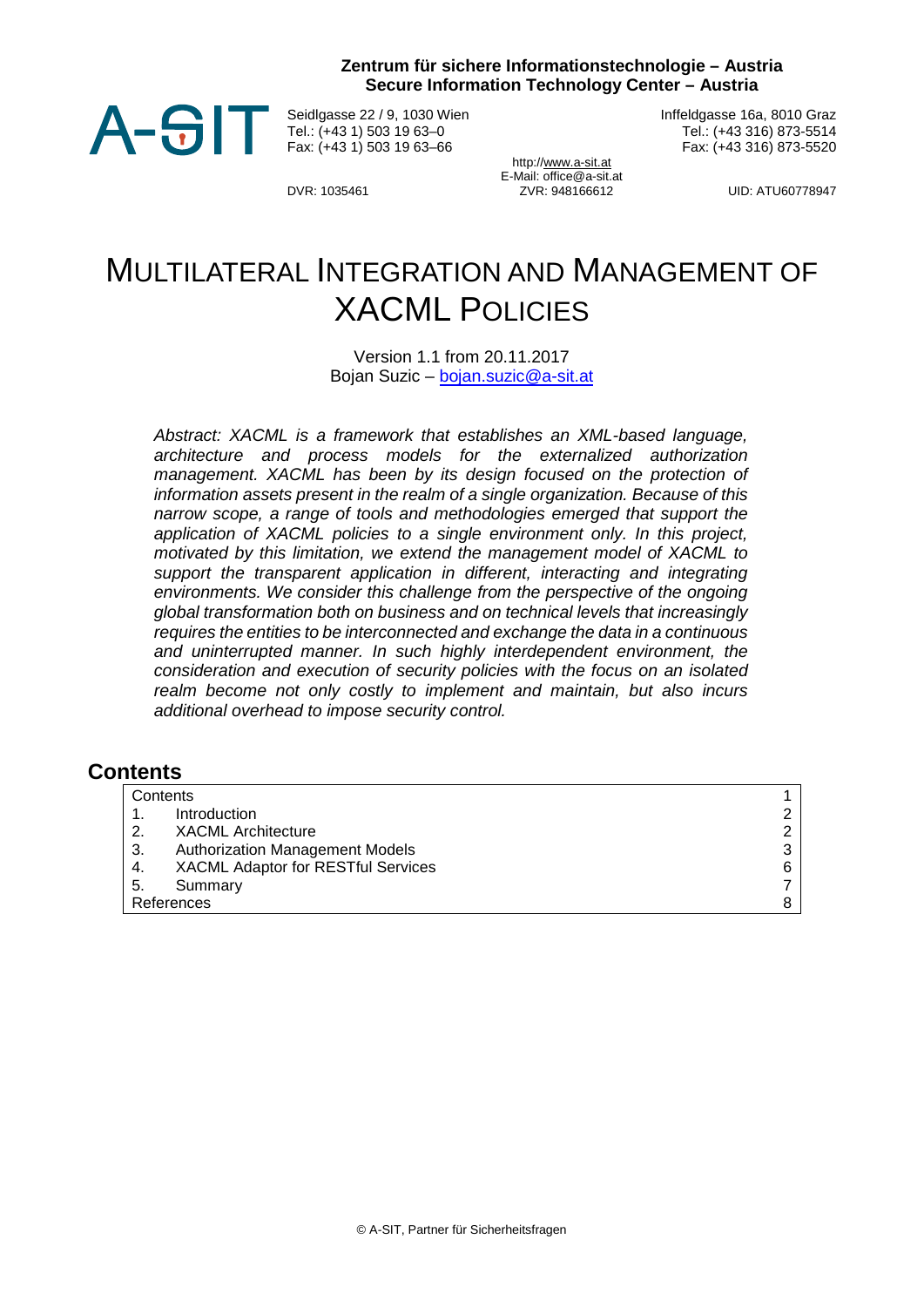**Zentrum für sichere Informationstechnologie – Austria**
**Secure Information Technology Center – Austria**

A-SIT

Seidlgasse 22 / 9, 1030 Wien
Tel.: (+43 1) 503 19 63–0
Fax: (+43 1) 503 19 63–66

Inffeldgasse 16a, 8010 Graz
Tel.: (+43 316) 873-5514
Fax: (+43 316) 873-5520

http://www.a-sit.at
E-Mail: office@a-sit.at

DVR: 1035461
ZVR: 948166612
UID: ATU60778947

# MULTILATERAL INTEGRATION AND MANAGEMENT OF XACML POLICIES

Version 1.1 from 20.11.2017
Bojan Suzic – bojan.suzic@a-sit.at

*Abstract: XACML is a framework that establishes an XML-based language, architecture and process models for the externalized authorization management. XACML has been by its design focused on the protection of information assets present in the realm of a single organization. Because of this narrow scope, a range of tools and methodologies emerged that support the application of XACML policies to a single environment only. In this project, motivated by this limitation, we extend the management model of XACML to support the transparent application in different, interacting and integrating environments. We consider this challenge from the perspective of the ongoing global transformation both on business and on technical levels that increasingly requires the entities to be interconnected and exchange the data in a continuous and uninterrupted manner. In such highly interdependent environment, the consideration and execution of security policies with the focus on an isolated realm become not only costly to implement and maintain, but also incurs additional overhead to impose security control.*

## Contents

| | | |
|---|---|---|
| Contents | | 1 |
| 1. | Introduction | 2 |
| 2. | XACML Architecture | 2 |
| 3. | Authorization Management Models | 3 |
| 4. | XACML Adaptor for RESTful Services | 6 |
| 5. | Summary | 7 |
| References | | 8 |

© A-SIT, Partner für Sicherheitsfragen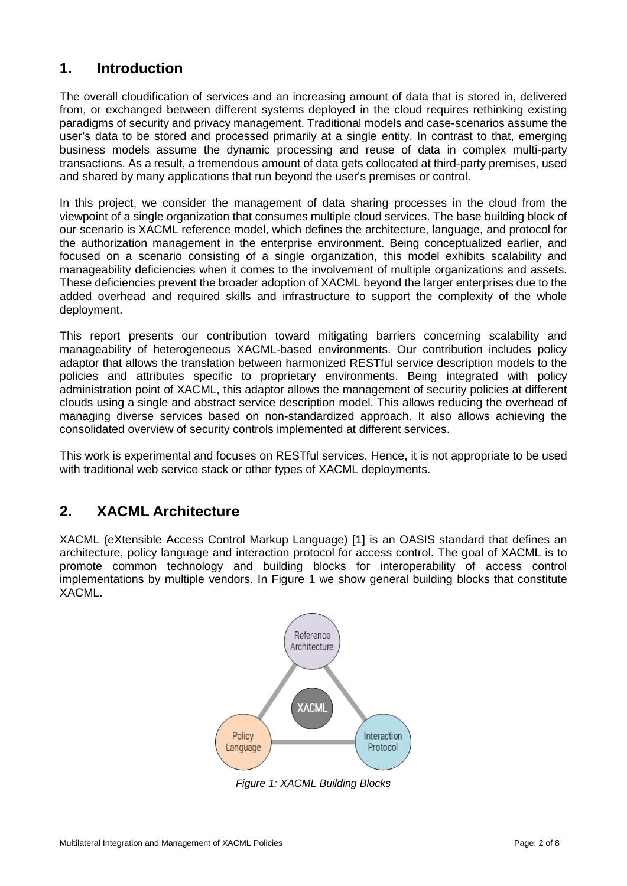## 1. Introduction

The overall cloudification of services and an increasing amount of data that is stored in, delivered from, or exchanged between different systems deployed in the cloud requires rethinking existing paradigms of security and privacy management. Traditional models and case-scenarios assume the user's data to be stored and processed primarily at a single entity. In contrast to that, emerging business models assume the dynamic processing and reuse of data in complex multi-party transactions. As a result, a tremendous amount of data gets collocated at third-party premises, used and shared by many applications that run beyond the user's premises or control.

In this project, we consider the management of data sharing processes in the cloud from the viewpoint of a single organization that consumes multiple cloud services. The base building block of our scenario is XACML reference model, which defines the architecture, language, and protocol for the authorization management in the enterprise environment. Being conceptualized earlier, and focused on a scenario consisting of a single organization, this model exhibits scalability and manageability deficiencies when it comes to the involvement of multiple organizations and assets. These deficiencies prevent the broader adoption of XACML beyond the larger enterprises due to the added overhead and required skills and infrastructure to support the complexity of the whole deployment.

This report presents our contribution toward mitigating barriers concerning scalability and manageability of heterogeneous XACML-based environments. Our contribution includes policy adaptor that allows the translation between harmonized RESTful service description models to the policies and attributes specific to proprietary environments. Being integrated with policy administration point of XACML, this adaptor allows the management of security policies at different clouds using a single and abstract service description model. This allows reducing the overhead of managing diverse services based on non-standardized approach. It also allows achieving the consolidated overview of security controls implemented at different services.

This work is experimental and focuses on RESTful services. Hence, it is not appropriate to be used with traditional web service stack or other types of XACML deployments.

## 2. XACML Architecture

XACML (eXtensible Access Control Markup Language) [1] is an OASIS standard that defines an architecture, policy language and interaction protocol for access control. The goal of XACML is to promote common technology and building blocks for interoperability of access control implementations by multiple vendors. In Figure 1 we show general building blocks that constitute XACML.

*Figure 1: XACML Building Blocks*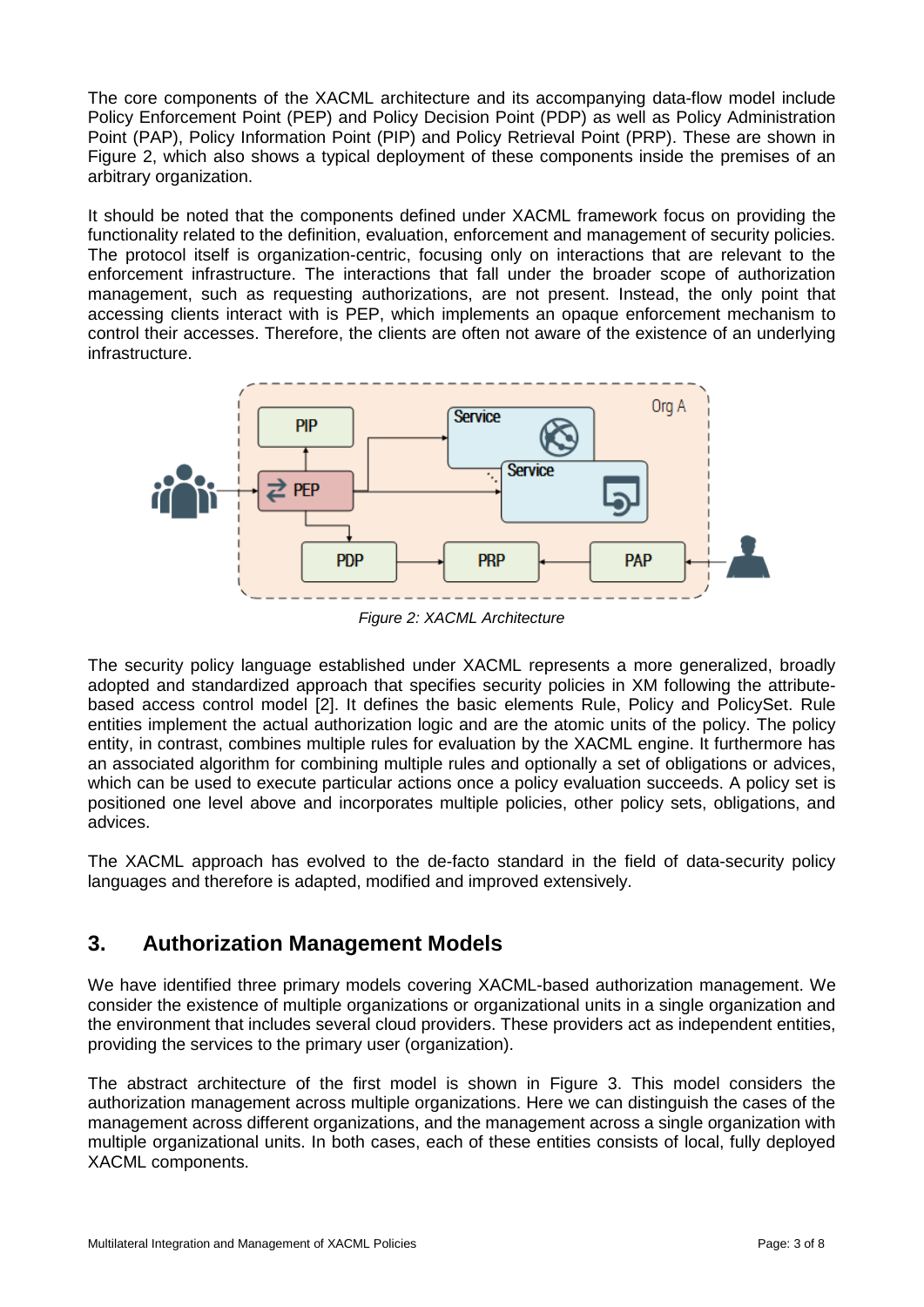The core components of the XACML architecture and its accompanying data-flow model include Policy Enforcement Point (PEP) and Policy Decision Point (PDP) as well as Policy Administration Point (PAP), Policy Information Point (PIP) and Policy Retrieval Point (PRP). These are shown in Figure 2, which also shows a typical deployment of these components inside the premises of an arbitrary organization.

It should be noted that the components defined under XACML framework focus on providing the functionality related to the definition, evaluation, enforcement and management of security policies. The protocol itself is organization-centric, focusing only on interactions that are relevant to the enforcement infrastructure. The interactions that fall under the broader scope of authorization management, such as requesting authorizations, are not present. Instead, the only point that accessing clients interact with is PEP, which implements an opaque enforcement mechanism to control their accesses. Therefore, the clients are often not aware of the existence of an underlying infrastructure.

*Figure 2: XACML Architecture*

The security policy language established under XACML represents a more generalized, broadly adopted and standardized approach that specifies security policies in XM following the attribute-based access control model [2]. It defines the basic elements Rule, Policy and PolicySet. Rule entities implement the actual authorization logic and are the atomic units of the policy. The policy entity, in contrast, combines multiple rules for evaluation by the XACML engine. It furthermore has an associated algorithm for combining multiple rules and optionally a set of obligations or advices, which can be used to execute particular actions once a policy evaluation succeeds. A policy set is positioned one level above and incorporates multiple policies, other policy sets, obligations, and advices.

The XACML approach has evolved to the de-facto standard in the field of data-security policy languages and therefore is adapted, modified and improved extensively.

## 3. Authorization Management Models

We have identified three primary models covering XACML-based authorization management. We consider the existence of multiple organizations or organizational units in a single organization and the environment that includes several cloud providers. These providers act as independent entities, providing the services to the primary user (organization).

The abstract architecture of the first model is shown in Figure 3. This model considers the authorization management across multiple organizations. Here we can distinguish the cases of the management across different organizations, and the management across a single organization with multiple organizational units. In both cases, each of these entities consists of local, fully deployed XACML components.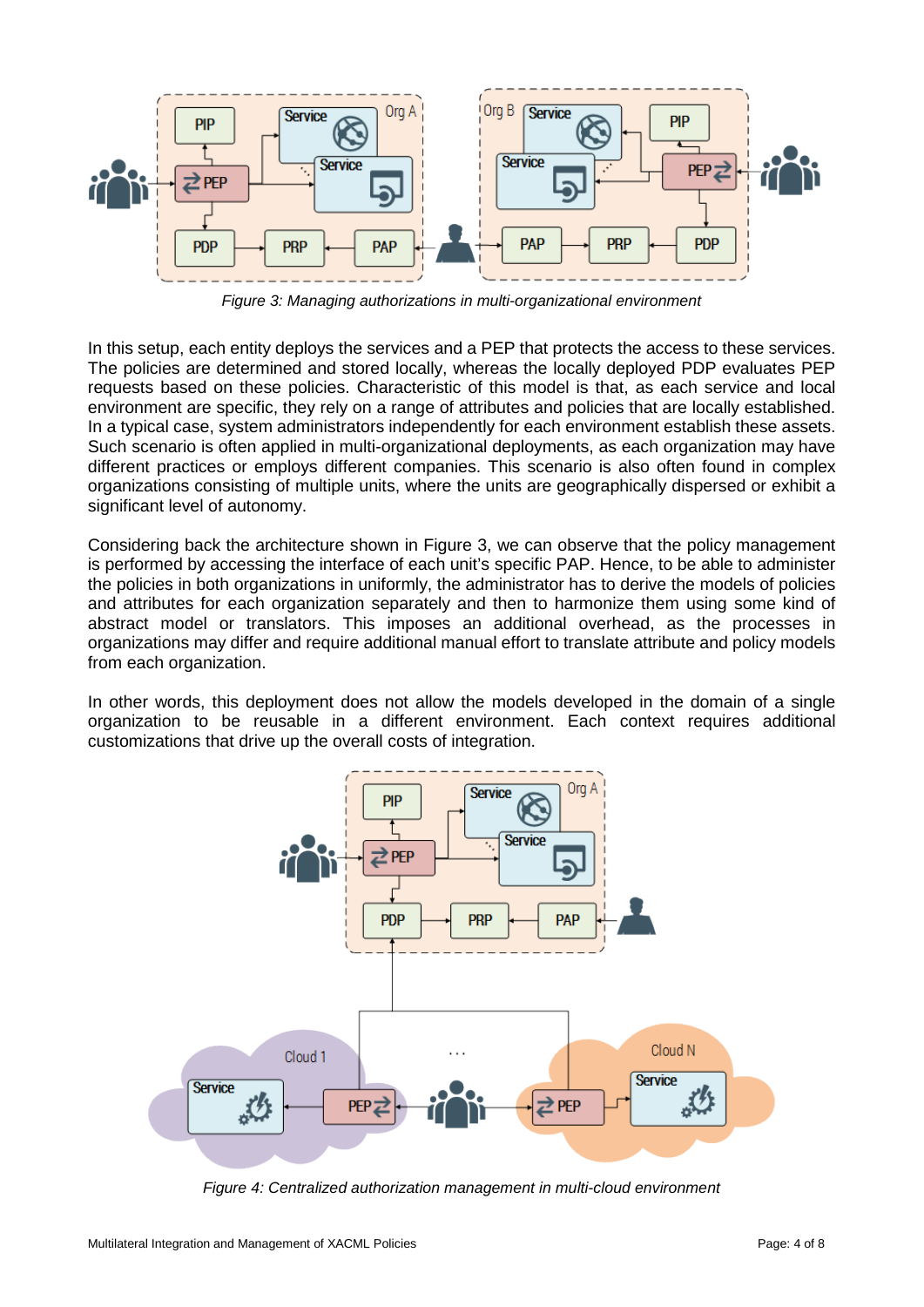*Figure 3: Managing authorizations in multi-organizational environment*

In this setup, each entity deploys the services and a PEP that protects the access to these services. The policies are determined and stored locally, whereas the locally deployed PDP evaluates PEP requests based on these policies. Characteristic of this model is that, as each service and local environment are specific, they rely on a range of attributes and policies that are locally established. In a typical case, system administrators independently for each environment establish these assets. Such scenario is often applied in multi-organizational deployments, as each organization may have different practices or employs different companies. This scenario is also often found in complex organizations consisting of multiple units, where the units are geographically dispersed or exhibit a significant level of autonomy.

Considering back the architecture shown in Figure 3, we can observe that the policy management is performed by accessing the interface of each unit's specific PAP. Hence, to be able to administer the policies in both organizations in uniformly, the administrator has to derive the models of policies and attributes for each organization separately and then to harmonize them using some kind of abstract model or translators. This imposes an additional overhead, as the processes in organizations may differ and require additional manual effort to translate attribute and policy models from each organization.

In other words, this deployment does not allow the models developed in the domain of a single organization to be reusable in a different environment. Each context requires additional customizations that drive up the overall costs of integration.

*Figure 4: Centralized authorization management in multi-cloud environment*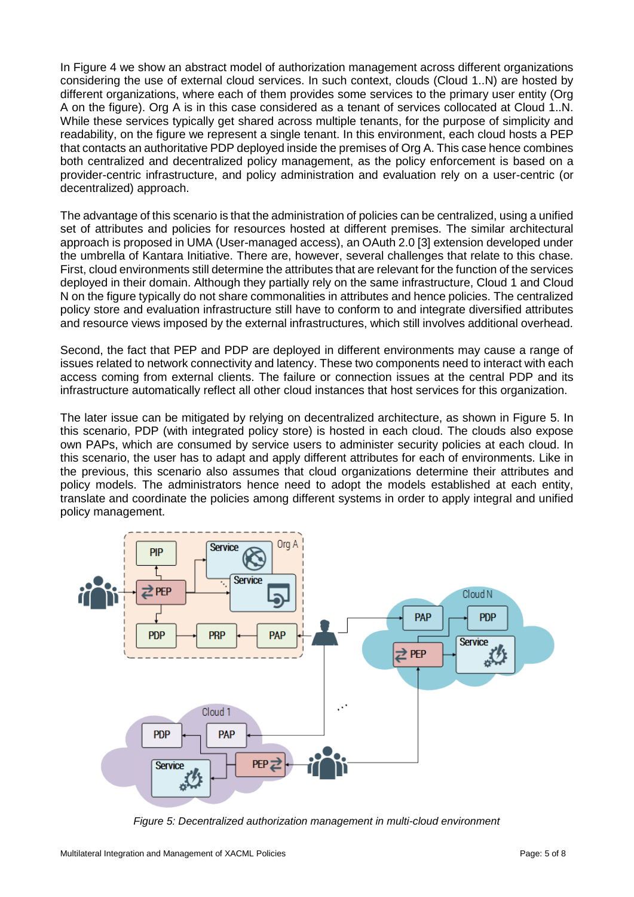In Figure 4 we show an abstract model of authorization management across different organizations considering the use of external cloud services. In such context, clouds (Cloud 1..N) are hosted by different organizations, where each of them provides some services to the primary user entity (Org A on the figure). Org A is in this case considered as a tenant of services collocated at Cloud 1..N. While these services typically get shared across multiple tenants, for the purpose of simplicity and readability, on the figure we represent a single tenant. In this environment, each cloud hosts a PEP that contacts an authoritative PDP deployed inside the premises of Org A. This case hence combines both centralized and decentralized policy management, as the policy enforcement is based on a provider-centric infrastructure, and policy administration and evaluation rely on a user-centric (or decentralized) approach.

The advantage of this scenario is that the administration of policies can be centralized, using a unified set of attributes and policies for resources hosted at different premises. The similar architectural approach is proposed in UMA (User-managed access), an OAuth 2.0 [3] extension developed under the umbrella of Kantara Initiative. There are, however, several challenges that relate to this chase. First, cloud environments still determine the attributes that are relevant for the function of the services deployed in their domain. Although they partially rely on the same infrastructure, Cloud 1 and Cloud N on the figure typically do not share commonalities in attributes and hence policies. The centralized policy store and evaluation infrastructure still have to conform to and integrate diversified attributes and resource views imposed by the external infrastructures, which still involves additional overhead.

Second, the fact that PEP and PDP are deployed in different environments may cause a range of issues related to network connectivity and latency. These two components need to interact with each access coming from external clients. The failure or connection issues at the central PDP and its infrastructure automatically reflect all other cloud instances that host services for this organization.

The later issue can be mitigated by relying on decentralized architecture, as shown in Figure 5. In this scenario, PDP (with integrated policy store) is hosted in each cloud. The clouds also expose own PAPs, which are consumed by service users to administer security policies at each cloud. In this scenario, the user has to adapt and apply different attributes for each of environments. Like in the previous, this scenario also assumes that cloud organizations determine their attributes and policy models. The administrators hence need to adopt the models established at each entity, translate and coordinate the policies among different systems in order to apply integral and unified policy management.

*Figure 5: Decentralized authorization management in multi-cloud environment*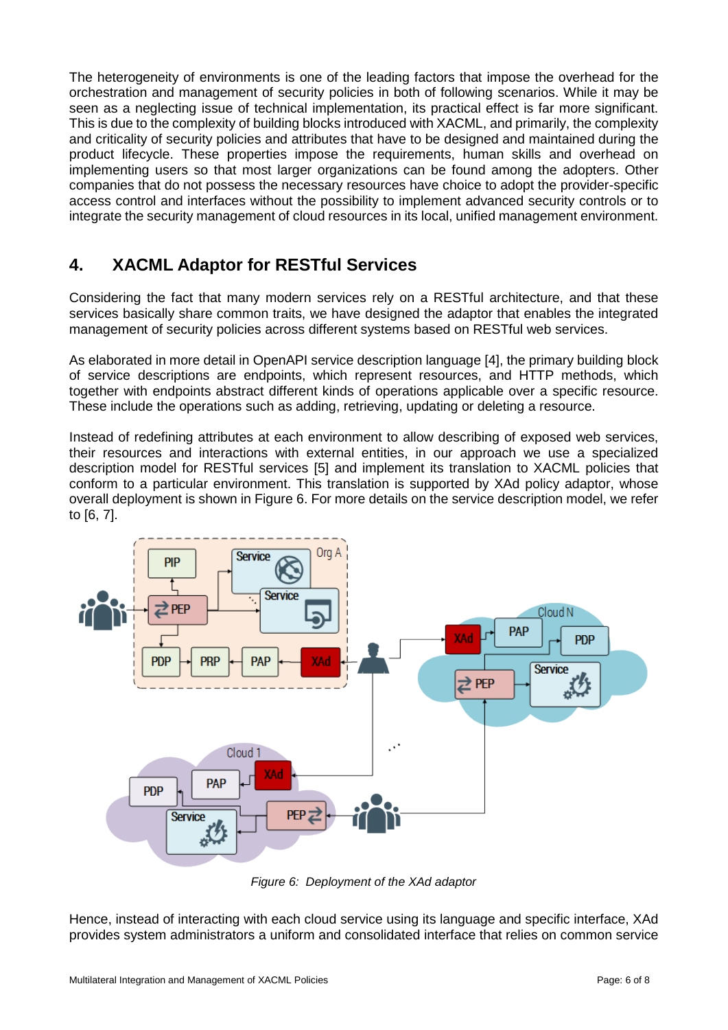The heterogeneity of environments is one of the leading factors that impose the overhead for the orchestration and management of security policies in both of following scenarios. While it may be seen as a neglecting issue of technical implementation, its practical effect is far more significant. This is due to the complexity of building blocks introduced with XACML, and primarily, the complexity and criticality of security policies and attributes that have to be designed and maintained during the product lifecycle. These properties impose the requirements, human skills and overhead on implementing users so that most larger organizations can be found among the adopters. Other companies that do not possess the necessary resources have choice to adopt the provider-specific access control and interfaces without the possibility to implement advanced security controls or to integrate the security management of cloud resources in its local, unified management environment.

## 4. XACML Adaptor for RESTful Services

Considering the fact that many modern services rely on a RESTful architecture, and that these services basically share common traits, we have designed the adaptor that enables the integrated management of security policies across different systems based on RESTful web services.

As elaborated in more detail in OpenAPI service description language [4], the primary building block of service descriptions are endpoints, which represent resources, and HTTP methods, which together with endpoints abstract different kinds of operations applicable over a specific resource. These include the operations such as adding, retrieving, updating or deleting a resource.

Instead of redefining attributes at each environment to allow describing of exposed web services, their resources and interactions with external entities, in our approach we use a specialized description model for RESTful services [5] and implement its translation to XACML policies that conform to a particular environment. This translation is supported by XAd policy adaptor, whose overall deployment is shown in Figure 6. For more details on the service description model, we refer to [6, 7].

*Figure 6: Deployment of the XAd adaptor*

Hence, instead of interacting with each cloud service using its language and specific interface, XAd provides system administrators a uniform and consolidated interface that relies on common service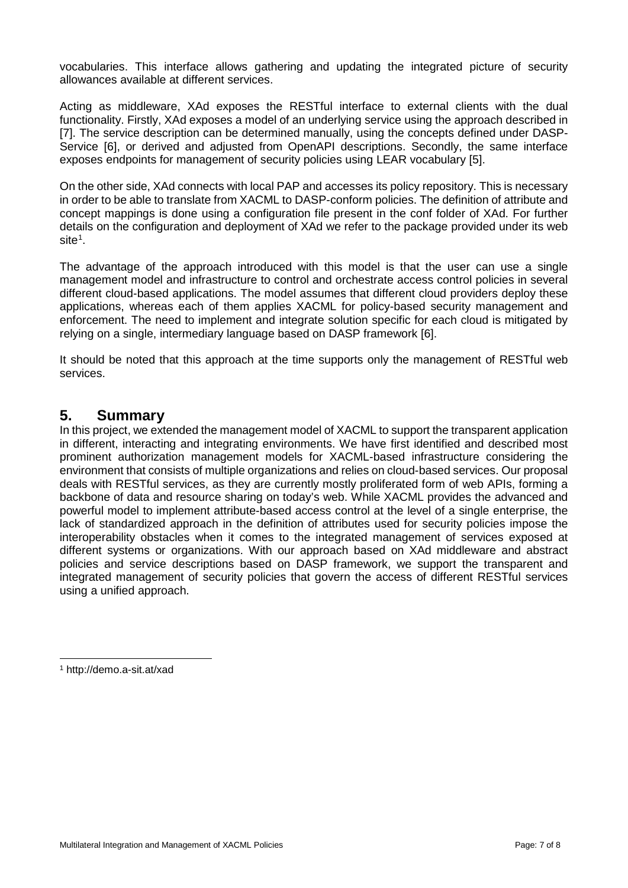vocabularies. This interface allows gathering and updating the integrated picture of security allowances available at different services.

Acting as middleware, XAd exposes the RESTful interface to external clients with the dual functionality. Firstly, XAd exposes a model of an underlying service using the approach described in [7]. The service description can be determined manually, using the concepts defined under DASP-Service [6], or derived and adjusted from OpenAPI descriptions. Secondly, the same interface exposes endpoints for management of security policies using LEAR vocabulary [5].

On the other side, XAd connects with local PAP and accesses its policy repository. This is necessary in order to be able to translate from XACML to DASP-conform policies. The definition of attribute and concept mappings is done using a configuration file present in the conf folder of XAd. For further details on the configuration and deployment of XAd we refer to the package provided under its web site[1].

The advantage of the approach introduced with this model is that the user can use a single management model and infrastructure to control and orchestrate access control policies in several different cloud-based applications. The model assumes that different cloud providers deploy these applications, whereas each of them applies XACML for policy-based security management and enforcement. The need to implement and integrate solution specific for each cloud is mitigated by relying on a single, intermediary language based on DASP framework [6].

It should be noted that this approach at the time supports only the management of RESTful web services.

# 5. Summary

In this project, we extended the management model of XACML to support the transparent application in different, interacting and integrating environments. We have first identified and described most prominent authorization management models for XACML-based infrastructure considering the environment that consists of multiple organizations and relies on cloud-based services. Our proposal deals with RESTful services, as they are currently mostly proliferated form of web APIs, forming a backbone of data and resource sharing on today's web. While XACML provides the advanced and powerful model to implement attribute-based access control at the level of a single enterprise, the lack of standardized approach in the definition of attributes used for security policies impose the interoperability obstacles when it comes to the integrated management of services exposed at different systems or organizations. With our approach based on XAd middleware and abstract policies and service descriptions based on DASP framework, we support the transparent and integrated management of security policies that govern the access of different RESTful services using a unified approach.

[1] http://demo.a-sit.at/xad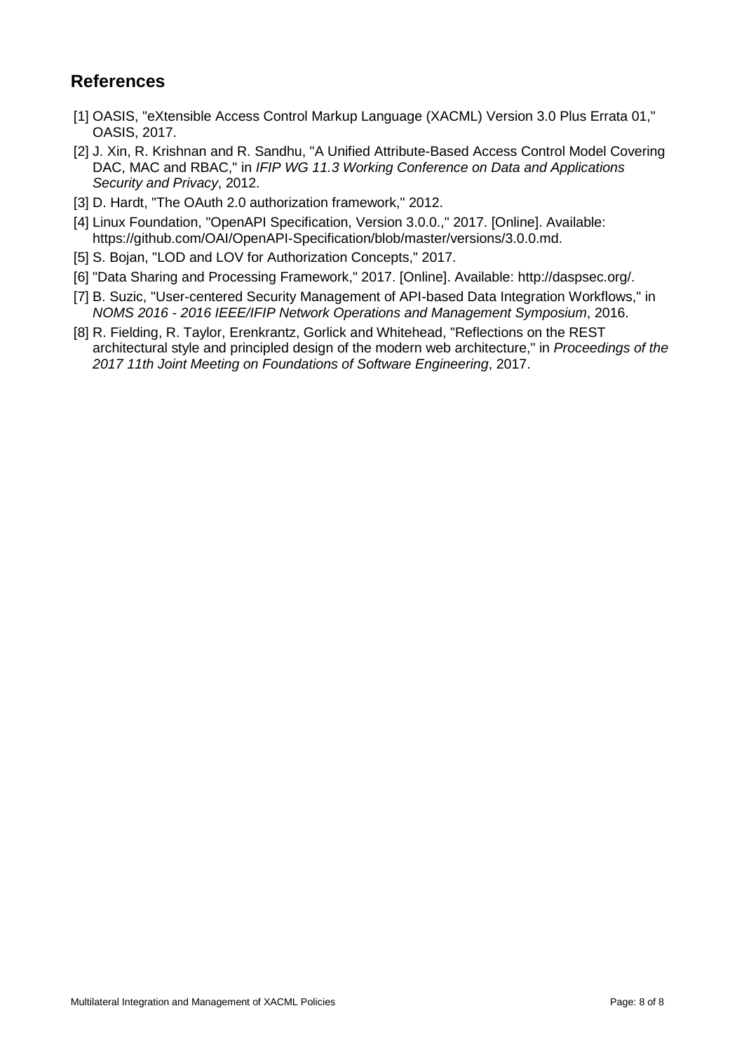## References

[1] OASIS, "eXtensible Access Control Markup Language (XACML) Version 3.0 Plus Errata 01," OASIS, 2017.

[2] J. Xin, R. Krishnan and R. Sandhu, "A Unified Attribute-Based Access Control Model Covering DAC, MAC and RBAC," in *IFIP WG 11.3 Working Conference on Data and Applications Security and Privacy*, 2012.

[3] D. Hardt, "The OAuth 2.0 authorization framework," 2012.

[4] Linux Foundation, "OpenAPI Specification, Version 3.0.0.," 2017. [Online]. Available: https://github.com/OAI/OpenAPI-Specification/blob/master/versions/3.0.0.md.

[5] S. Bojan, "LOD and LOV for Authorization Concepts," 2017.

[6] "Data Sharing and Processing Framework," 2017. [Online]. Available: http://daspsec.org/.

[7] B. Suzic, "User-centered Security Management of API-based Data Integration Workflows," in *NOMS 2016 - 2016 IEEE/IFIP Network Operations and Management Symposium*, 2016.

[8] R. Fielding, R. Taylor, Erenkrantz, Gorlick and Whitehead, "Reflections on the REST architectural style and principled design of the modern web architecture," in *Proceedings of the 2017 11th Joint Meeting on Foundations of Software Engineering*, 2017.